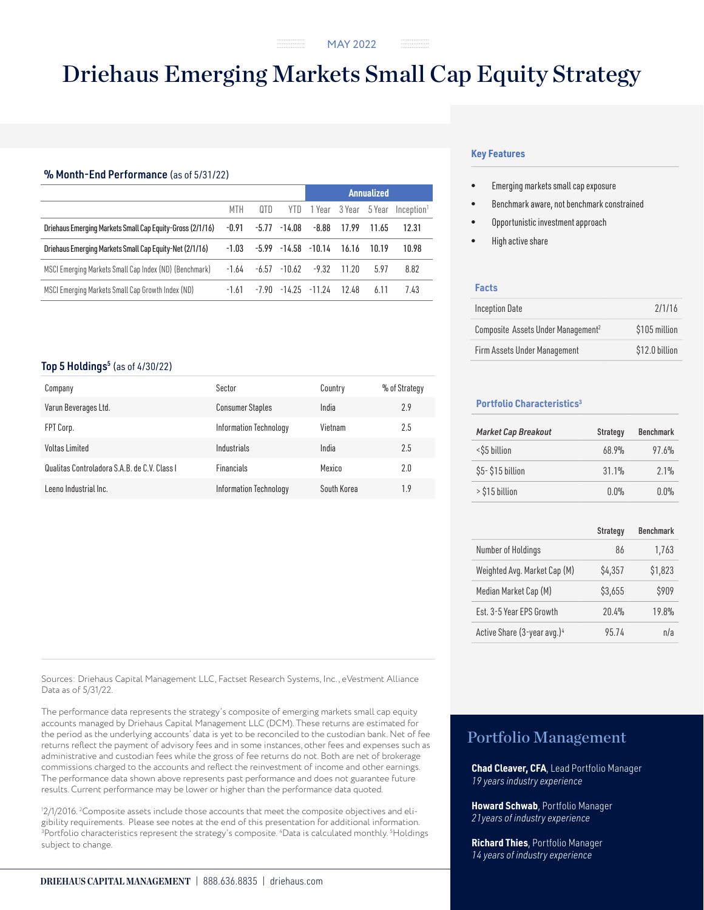MAY 2022

# Driehaus Emerging Markets Small Cap Equity Strategy

## % Month-End Performance (as of 5/31/22)

| | MTH | QTD | YTD | Annualized 1 Year | 3 Year | 5 Year | Inception[1] |
|---|---|---|---|---|---|---|---|
| Driehaus Emerging Markets Small Cap Equity-Gross (2/1/16) | -0.91 | -5.77 | -14.08 | -8.88 | 17.99 | 11.65 | 12.31 |
| Driehaus Emerging Markets Small Cap Equity-Net (2/1/16) | -1.03 | -5.99 | -14.58 | -10.14 | 16.16 | 10.19 | 10.98 |
| MSCI Emerging Markets Small Cap Index (ND) (Benchmark) | -1.64 | -6.57 | -10.62 | -9.32 | 11.20 | 5.97 | 8.82 |
| MSCI Emerging Markets Small Cap Growth Index (ND) | -1.61 | -7.90 | -14.25 | -11.24 | 12.48 | 6.11 | 7.43 |

## Top 5 Holdings[5] (as of 4/30/22)

| Company | Sector | Country | % of Strategy |
|---|---|---|---|
| Varun Beverages Ltd. | Consumer Staples | India | 2.9 |
| FPT Corp. | Information Technology | Vietnam | 2.5 |
| Voltas Limited | Industrials | India | 2.5 |
| Qualitas Controladora S.A.B. de C.V. Class I | Financials | Mexico | 2.0 |
| Leeno Industrial Inc. | Information Technology | South Korea | 1.9 |

Sources: Driehaus Capital Management LLC, Factset Research Systems, Inc., eVestment Alliance Data as of 5/31/22.

The performance data represents the strategy's composite of emerging markets small cap equity accounts managed by Driehaus Capital Management LLC (DCM). These returns are estimated for the period as the underlying accounts' data is yet to be reconciled to the custodian bank. Net of fee returns reflect the payment of advisory fees and in some instances, other fees and expenses such as administrative and custodian fees while the gross of fee returns do not. Both are net of brokerage commissions charged to the accounts and reflect the reinvestment of income and other earnings. The performance data shown above represents past performance and does not guarantee future results. Current performance may be lower or higher than the performance data quoted.

[1]2/1/2016. [2]Composite assets include those accounts that meet the composite objectives and eligibility requirements. Please see notes at the end of this presentation for additional information. [3]Portfolio characteristics represent the strategy's composite. [4]Data is calculated monthly. [5]Holdings subject to change.

## Key Features

- Emerging markets small cap exposure
- Benchmark aware, not benchmark constrained
- Opportunistic investment approach
- High active share

## Facts

| | |
|---|---|
| Inception Date | 2/1/16 |
| Composite Assets Under Management[2] | $105 million |
| Firm Assets Under Management | $12.0 billion |

## Portfolio Characteristics[3]

| *Market Cap Breakout* | Strategy | Benchmark |
|---|---|---|
| <$5 billion | 68.9% | 97.6% |
| $5- $15 billion | 31.1% | 2.1% |
| > $15 billion | 0.0% | 0.0% |

| | Strategy | Benchmark |
|---|---|---|
| Number of Holdings | 86 | 1,763 |
| Weighted Avg. Market Cap (M) | $4,357 | $1,823 |
| Median Market Cap (M) | $3,655 | $909 |
| Est. 3-5 Year EPS Growth | 20.4% | 19.8% |
| Active Share (3-year avg.)[4] | 95.74 | n/a |

## Portfolio Management

**Chad Cleaver, CFA**, Lead Portfolio Manager
*19 years industry experience*

**Howard Schwab**, Portfolio Manager
*21years of industry experience*

**Richard Thies**, Portfolio Manager
*14 years of industry experience*

DRIEHAUS CAPITAL MANAGEMENT | 888.636.8835 | driehaus.com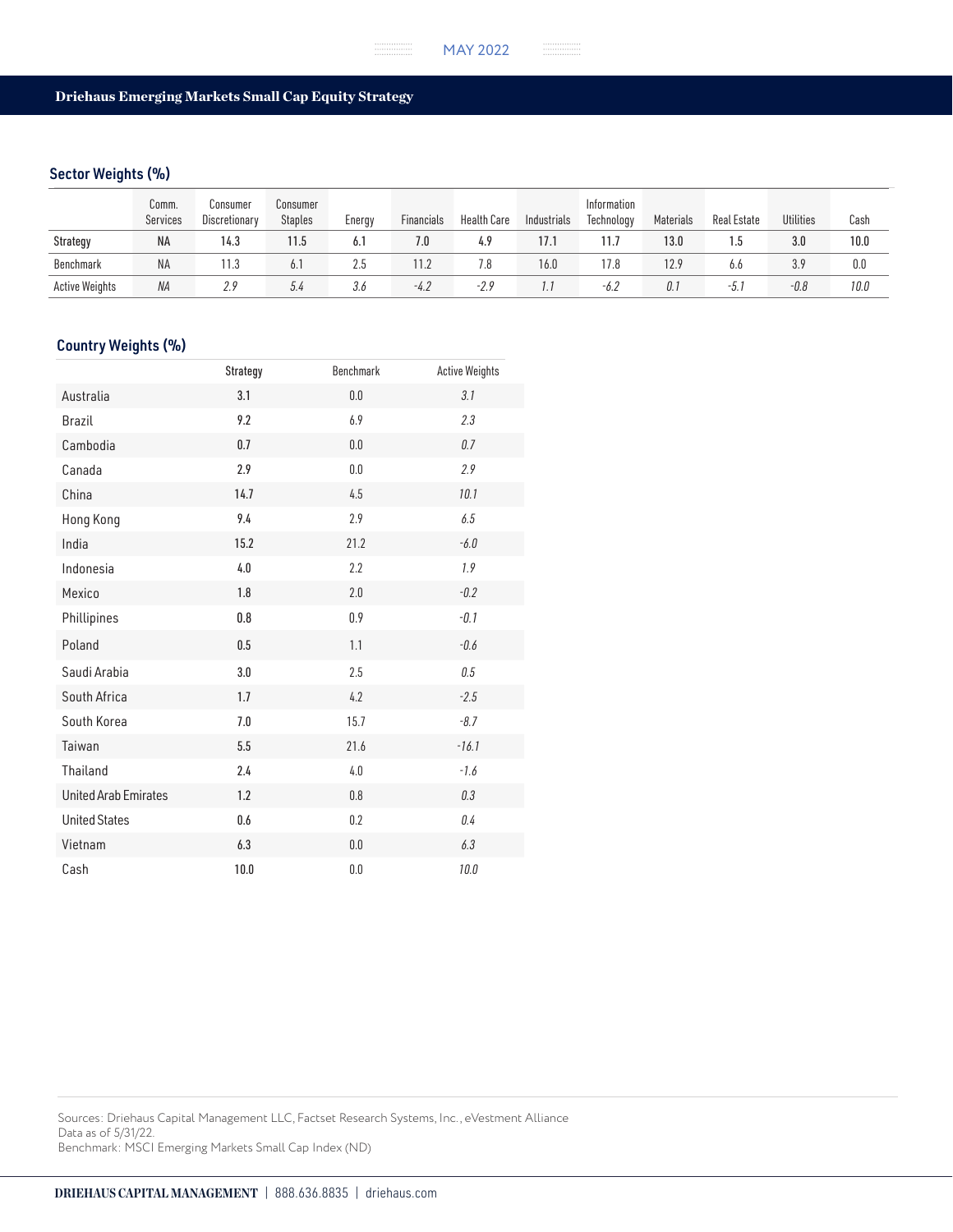## Driehaus Emerging Markets Small Cap Equity Strategy

### Sector Weights (%)

| | Comm. Services | Consumer Discretionary | Consumer Staples | Energy | Financials | Health Care | Industrials | Information Technology | Materials | Real Estate | Utilities | Cash |
|---|---|---|---|---|---|---|---|---|---|---|---|---|
| Strategy | NA | 14.3 | 11.5 | 6.1 | 7.0 | 4.9 | 17.1 | 11.7 | 13.0 | 1.5 | 3.0 | 10.0 |
| Benchmark | NA | 11.3 | 6.1 | 2.5 | 11.2 | 7.8 | 16.0 | 17.8 | 12.9 | 6.6 | 3.9 | 0.0 |
| Active Weights | *NA* | *2.9* | *5.4* | *3.6* | *-4.2* | *-2.9* | *1.1* | *-6.2* | *0.1* | *-5.1* | *-0.8* | *10.0* |

### Country Weights (%)

| | Strategy | Benchmark | Active Weights |
|---|---|---|---|
| Australia | 3.1 | 0.0 | *3.1* |
| Brazil | 9.2 | 6.9 | *2.3* |
| Cambodia | 0.7 | 0.0 | *0.7* |
| Canada | 2.9 | 0.0 | *2.9* |
| China | 14.7 | 4.5 | *10.1* |
| Hong Kong | 9.4 | 2.9 | *6.5* |
| India | 15.2 | 21.2 | *-6.0* |
| Indonesia | 4.0 | 2.2 | *1.9* |
| Mexico | 1.8 | 2.0 | *-0.2* |
| Phillipines | 0.8 | 0.9 | *-0.1* |
| Poland | 0.5 | 1.1 | *-0.6* |
| Saudi Arabia | 3.0 | 2.5 | *0.5* |
| South Africa | 1.7 | 4.2 | *-2.5* |
| South Korea | 7.0 | 15.7 | *-8.7* |
| Taiwan | 5.5 | 21.6 | *-16.1* |
| Thailand | 2.4 | 4.0 | *-1.6* |
| United Arab Emirates | 1.2 | 0.8 | *0.3* |
| United States | 0.6 | 0.2 | *0.4* |
| Vietnam | 6.3 | 0.0 | *6.3* |
| Cash | 10.0 | 0.0 | *10.0* |

Sources: Driehaus Capital Management LLC, Factset Research Systems, Inc., eVestment Alliance
Data as of 5/31/22.
Benchmark: MSCI Emerging Markets Small Cap Index (ND)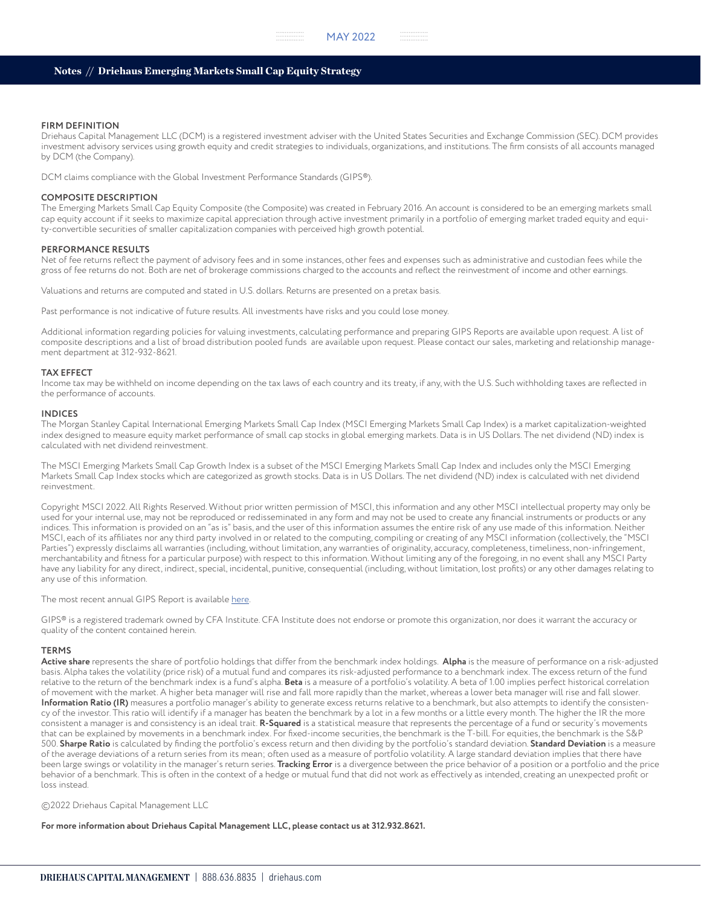MAY 2022

# Notes // Driehaus Emerging Markets Small Cap Equity Strategy

**FIRM DEFINITION**

Driehaus Capital Management LLC (DCM) is a registered investment adviser with the United States Securities and Exchange Commission (SEC). DCM provides investment advisory services using growth equity and credit strategies to individuals, organizations, and institutions. The firm consists of all accounts managed by DCM (the Company).

DCM claims compliance with the Global Investment Performance Standards (GIPS®).

**COMPOSITE DESCRIPTION**

The Emerging Markets Small Cap Equity Composite (the Composite) was created in February 2016. An account is considered to be an emerging markets small cap equity account if it seeks to maximize capital appreciation through active investment primarily in a portfolio of emerging market traded equity and equity-convertible securities of smaller capitalization companies with perceived high growth potential.

**PERFORMANCE RESULTS**

Net of fee returns reflect the payment of advisory fees and in some instances, other fees and expenses such as administrative and custodian fees while the gross of fee returns do not. Both are net of brokerage commissions charged to the accounts and reflect the reinvestment of income and other earnings.

Valuations and returns are computed and stated in U.S. dollars. Returns are presented on a pretax basis.

Past performance is not indicative of future results. All investments have risks and you could lose money.

Additional information regarding policies for valuing investments, calculating performance and preparing GIPS Reports are available upon request. A list of composite descriptions and a list of broad distribution pooled funds are available upon request. Please contact our sales, marketing and relationship management department at 312-932-8621.

**TAX EFFECT**

Income tax may be withheld on income depending on the tax laws of each country and its treaty, if any, with the U.S. Such withholding taxes are reflected in the performance of accounts.

**INDICES**

The Morgan Stanley Capital International Emerging Markets Small Cap Index (MSCI Emerging Markets Small Cap Index) is a market capitalization-weighted index designed to measure equity market performance of small cap stocks in global emerging markets. Data is in US Dollars. The net dividend (ND) index is calculated with net dividend reinvestment.

The MSCI Emerging Markets Small Cap Growth Index is a subset of the MSCI Emerging Markets Small Cap Index and includes only the MSCI Emerging Markets Small Cap Index stocks which are categorized as growth stocks. Data is in US Dollars. The net dividend (ND) index is calculated with net dividend reinvestment.

Copyright MSCI 2022. All Rights Reserved. Without prior written permission of MSCI, this information and any other MSCI intellectual property may only be used for your internal use, may not be reproduced or redisseminated in any form and may not be used to create any financial instruments or products or any indices. This information is provided on an "as is" basis, and the user of this information assumes the entire risk of any use made of this information. Neither MSCI, each of its affiliates nor any third party involved in or related to the computing, compiling or creating of any MSCI information (collectively, the "MSCI Parties") expressly disclaims all warranties (including, without limitation, any warranties of originality, accuracy, completeness, timeliness, non-infringement, merchantability and fitness for a particular purpose) with respect to this information. Without limiting any of the foregoing, in no event shall any MSCI Party have any liability for any direct, indirect, special, incidental, punitive, consequential (including, without limitation, lost profits) or any other damages relating to any use of this information.

The most recent annual GIPS Report is available here.

GIPS® is a registered trademark owned by CFA Institute. CFA Institute does not endorse or promote this organization, nor does it warrant the accuracy or quality of the content contained herein.

**TERMS**

**Active share** represents the share of portfolio holdings that differ from the benchmark index holdings. **Alpha** is the measure of performance on a risk-adjusted basis. Alpha takes the volatility (price risk) of a mutual fund and compares its risk-adjusted performance to a benchmark index. The excess return of the fund relative to the return of the benchmark index is a fund's alpha. **Beta** is a measure of a portfolio's volatility. A beta of 1.00 implies perfect historical correlation of movement with the market. A higher beta manager will rise and fall more rapidly than the market, whereas a lower beta manager will rise and fall slower. **Information Ratio (IR)** measures a portfolio manager's ability to generate excess returns relative to a benchmark, but also attempts to identify the consistency of the investor. This ratio will identify if a manager has beaten the benchmark by a lot in a few months or a little every month. The higher the IR the more consistent a manager is and consistency is an ideal trait. **R-Squared** is a statistical measure that represents the percentage of a fund or security's movements that can be explained by movements in a benchmark index. For fixed-income securities, the benchmark is the T-bill. For equities, the benchmark is the S&P 500. **Sharpe Ratio** is calculated by finding the portfolio's excess return and then dividing by the portfolio's standard deviation. **Standard Deviation** is a measure of the average deviations of a return series from its mean; often used as a measure of portfolio volatility. A large standard deviation implies that there have been large swings or volatility in the manager's return series. **Tracking Error** is a divergence between the price behavior of a position or a portfolio and the price behavior of a benchmark. This is often in the context of a hedge or mutual fund that did not work as effectively as intended, creating an unexpected profit or loss instead.

©2022 Driehaus Capital Management LLC

**For more information about Driehaus Capital Management LLC, please contact us at 312.932.8621.**

DRIEHAUS CAPITAL MANAGEMENT | 888.636.8835 | driehaus.com